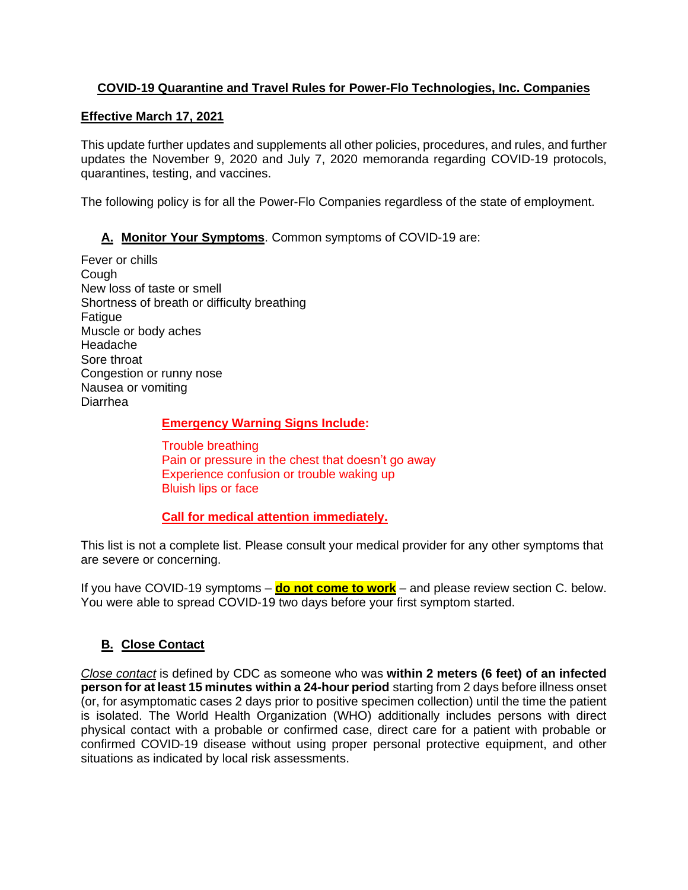# COVID-19 Quarantine and Travel Rules for Power-Flo Technologies, Inc. Companies

**Effective March 17, 2021**

This update further updates and supplements all other policies, procedures, and rules, and further updates the November 9, 2020 and July 7, 2020 memoranda regarding COVID-19 protocols, quarantines, testing, and vaccines.

The following policy is for all the Power-Flo Companies regardless of the state of employment.

## A. Monitor Your Symptoms. Common symptoms of COVID-19 are:

Fever or chills
Cough
New loss of taste or smell
Shortness of breath or difficulty breathing
Fatigue
Muscle or body aches
Headache
Sore throat
Congestion or runny nose
Nausea or vomiting
Diarrhea

**Emergency Warning Signs Include:**

Trouble breathing
Pain or pressure in the chest that doesn't go away
Experience confusion or trouble waking up
Bluish lips or face

**Call for medical attention immediately.**

This list is not a complete list. Please consult your medical provider for any other symptoms that are severe or concerning.

If you have COVID-19 symptoms – **do not come to work** – and please review section C. below. You were able to spread COVID-19 two days before your first symptom started.

## B. Close Contact

*Close contact* is defined by CDC as someone who was **within 2 meters (6 feet) of an infected person for at least 15 minutes within a 24-hour period** starting from 2 days before illness onset (or, for asymptomatic cases 2 days prior to positive specimen collection) until the time the patient is isolated. The World Health Organization (WHO) additionally includes persons with direct physical contact with a probable or confirmed case, direct care for a patient with probable or confirmed COVID-19 disease without using proper personal protective equipment, and other situations as indicated by local risk assessments.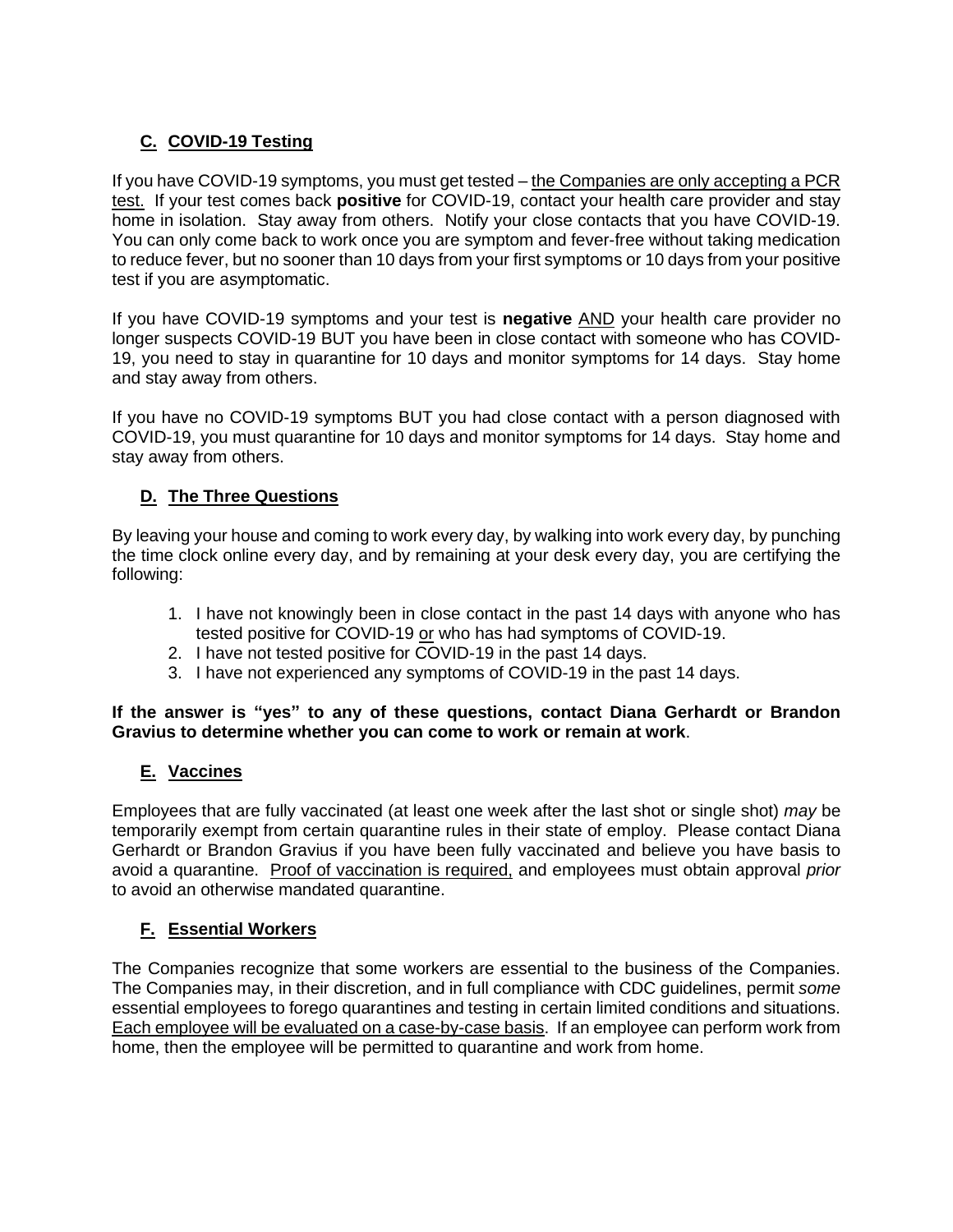## C. COVID-19 Testing

If you have COVID-19 symptoms, you must get tested – <u>the Companies are only accepting a PCR test.</u> If your test comes back **positive** for COVID-19, contact your health care provider and stay home in isolation. Stay away from others. Notify your close contacts that you have COVID-19. You can only come back to work once you are symptom and fever-free without taking medication to reduce fever, but no sooner than 10 days from your first symptoms or 10 days from your positive test if you are asymptomatic.

If you have COVID-19 symptoms and your test is **negative** <u>AND</u> your health care provider no longer suspects COVID-19 BUT you have been in close contact with someone who has COVID-19, you need to stay in quarantine for 10 days and monitor symptoms for 14 days. Stay home and stay away from others.

If you have no COVID-19 symptoms BUT you had close contact with a person diagnosed with COVID-19, you must quarantine for 10 days and monitor symptoms for 14 days. Stay home and stay away from others.

## D. The Three Questions

By leaving your house and coming to work every day, by walking into work every day, by punching the time clock online every day, and by remaining at your desk every day, you are certifying the following:

1. I have not knowingly been in close contact in the past 14 days with anyone who has tested positive for COVID-19 <u>or</u> who has had symptoms of COVID-19.
2. I have not tested positive for COVID-19 in the past 14 days.
3. I have not experienced any symptoms of COVID-19 in the past 14 days.

**If the answer is "yes" to any of these questions, contact Diana Gerhardt or Brandon Gravius to determine whether you can come to work or remain at work**.

## E. Vaccines

Employees that are fully vaccinated (at least one week after the last shot or single shot) *may* be temporarily exempt from certain quarantine rules in their state of employ. Please contact Diana Gerhardt or Brandon Gravius if you have been fully vaccinated and believe you have basis to avoid a quarantine. <u>Proof of vaccination is required,</u> and employees must obtain approval *prior* to avoid an otherwise mandated quarantine.

## F. Essential Workers

The Companies recognize that some workers are essential to the business of the Companies. The Companies may, in their discretion, and in full compliance with CDC guidelines, permit *some* essential employees to forego quarantines and testing in certain limited conditions and situations. <u>Each employee will be evaluated on a case-by-case basis</u>. If an employee can perform work from home, then the employee will be permitted to quarantine and work from home.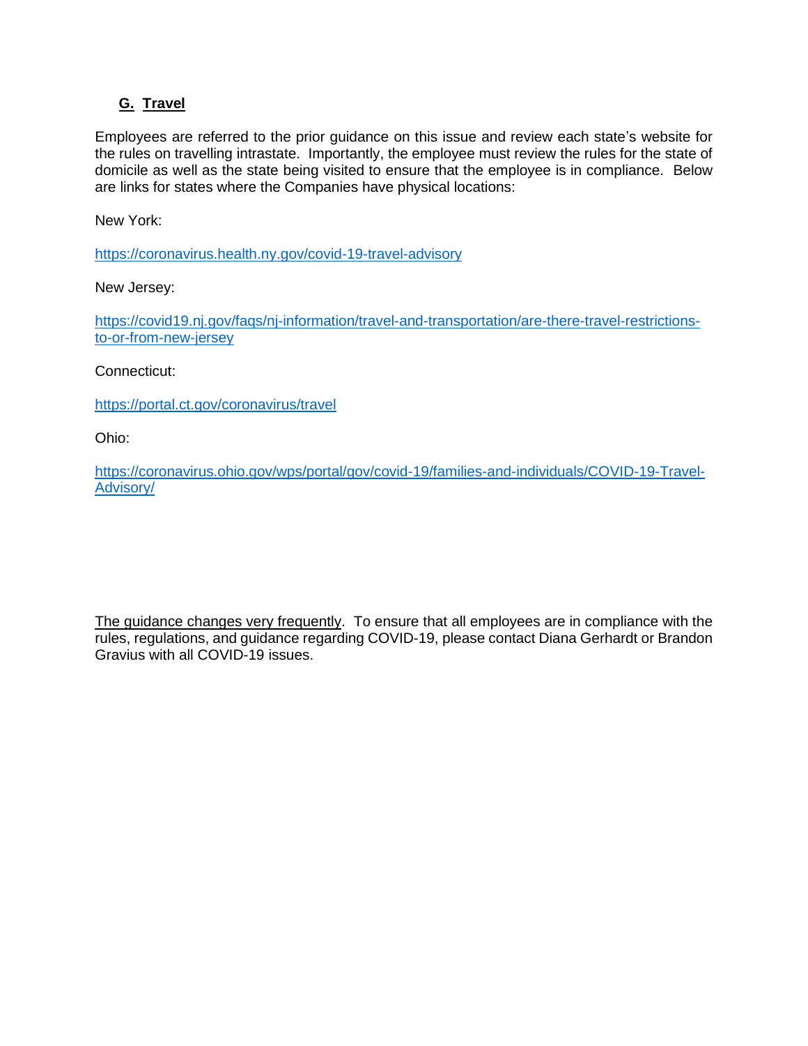### G. Travel

Employees are referred to the prior guidance on this issue and review each state's website for the rules on travelling intrastate. Importantly, the employee must review the rules for the state of domicile as well as the state being visited to ensure that the employee is in compliance. Below are links for states where the Companies have physical locations:

New York:

https://coronavirus.health.ny.gov/covid-19-travel-advisory

New Jersey:

https://covid19.nj.gov/faqs/nj-information/travel-and-transportation/are-there-travel-restrictions-to-or-from-new-jersey

Connecticut:

https://portal.ct.gov/coronavirus/travel

Ohio:

https://coronavirus.ohio.gov/wps/portal/gov/covid-19/families-and-individuals/COVID-19-Travel-Advisory/

The guidance changes very frequently. To ensure that all employees are in compliance with the rules, regulations, and guidance regarding COVID-19, please contact Diana Gerhardt or Brandon Gravius with all COVID-19 issues.